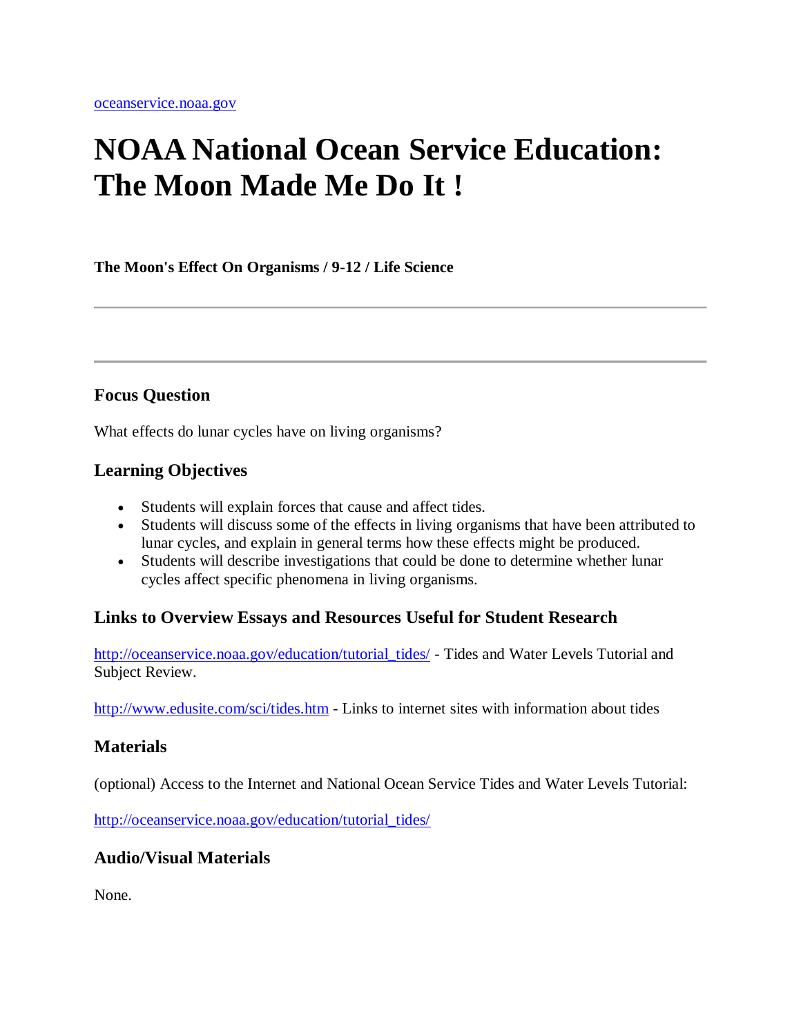oceanservice.noaa.gov

# NOAA National Ocean Service Education: The Moon Made Me Do It !

**The Moon's Effect On Organisms / 9-12 / Life Science**

---

---

### Focus Question

What effects do lunar cycles have on living organisms?

### Learning Objectives

- Students will explain forces that cause and affect tides.
- Students will discuss some of the effects in living organisms that have been attributed to lunar cycles, and explain in general terms how these effects might be produced.
- Students will describe investigations that could be done to determine whether lunar cycles affect specific phenomena in living organisms.

### Links to Overview Essays and Resources Useful for Student Research

http://oceanservice.noaa.gov/education/tutorial_tides/ - Tides and Water Levels Tutorial and Subject Review.

http://www.edusite.com/sci/tides.htm - Links to internet sites with information about tides

### Materials

(optional) Access to the Internet and National Ocean Service Tides and Water Levels Tutorial:

http://oceanservice.noaa.gov/education/tutorial_tides/

### Audio/Visual Materials

None.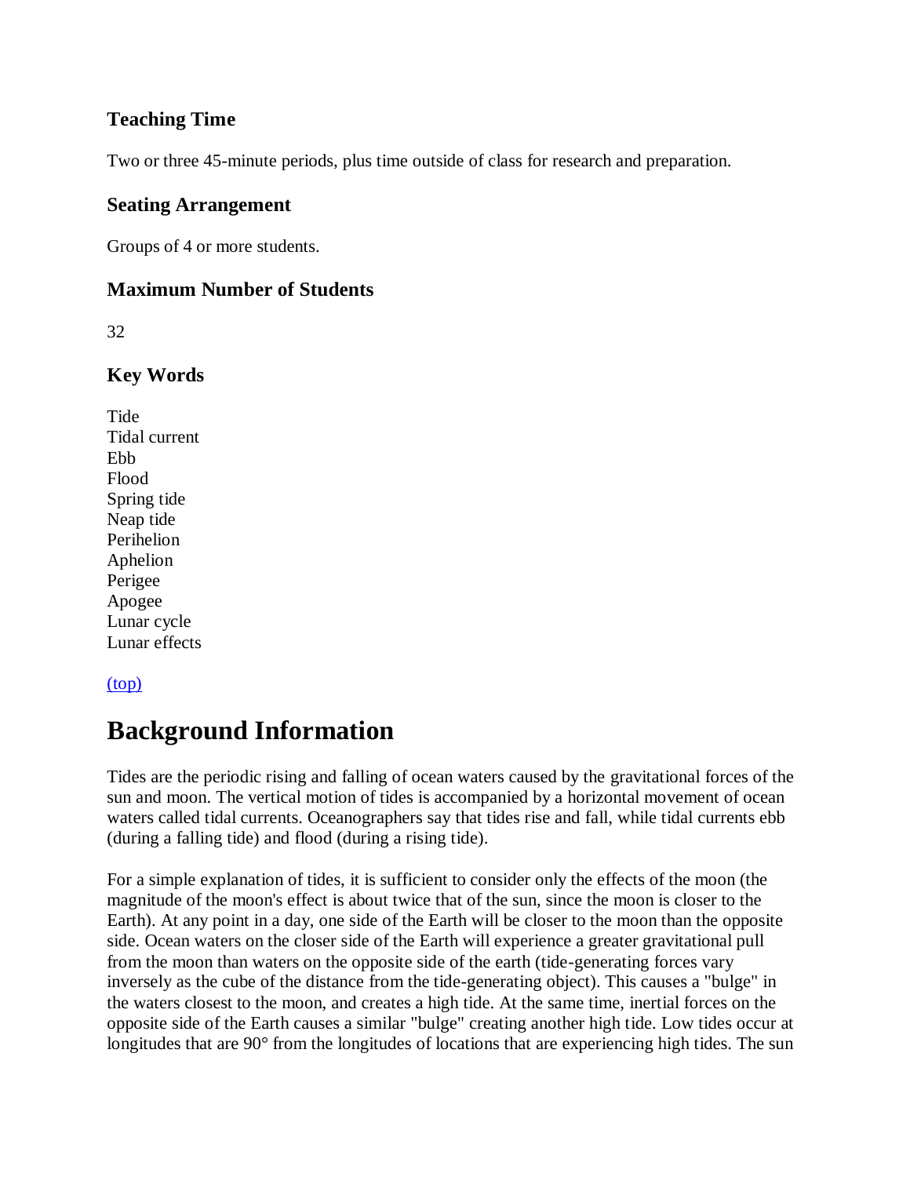### Teaching Time

Two or three 45-minute periods, plus time outside of class for research and preparation.

### Seating Arrangement

Groups of 4 or more students.

### Maximum Number of Students

32

### Key Words

Tide
Tidal current
Ebb
Flood
Spring tide
Neap tide
Perihelion
Aphelion
Perigee
Apogee
Lunar cycle
Lunar effects

[(top)]

# Background Information

Tides are the periodic rising and falling of ocean waters caused by the gravitational forces of the sun and moon. The vertical motion of tides is accompanied by a horizontal movement of ocean waters called tidal currents. Oceanographers say that tides rise and fall, while tidal currents ebb (during a falling tide) and flood (during a rising tide).

For a simple explanation of tides, it is sufficient to consider only the effects of the moon (the magnitude of the moon's effect is about twice that of the sun, since the moon is closer to the Earth). At any point in a day, one side of the Earth will be closer to the moon than the opposite side. Ocean waters on the closer side of the Earth will experience a greater gravitational pull from the moon than waters on the opposite side of the earth (tide-generating forces vary inversely as the cube of the distance from the tide-generating object). This causes a "bulge" in the waters closest to the moon, and creates a high tide. At the same time, inertial forces on the opposite side of the Earth causes a similar "bulge" creating another high tide. Low tides occur at longitudes that are 90° from the longitudes of locations that are experiencing high tides. The sun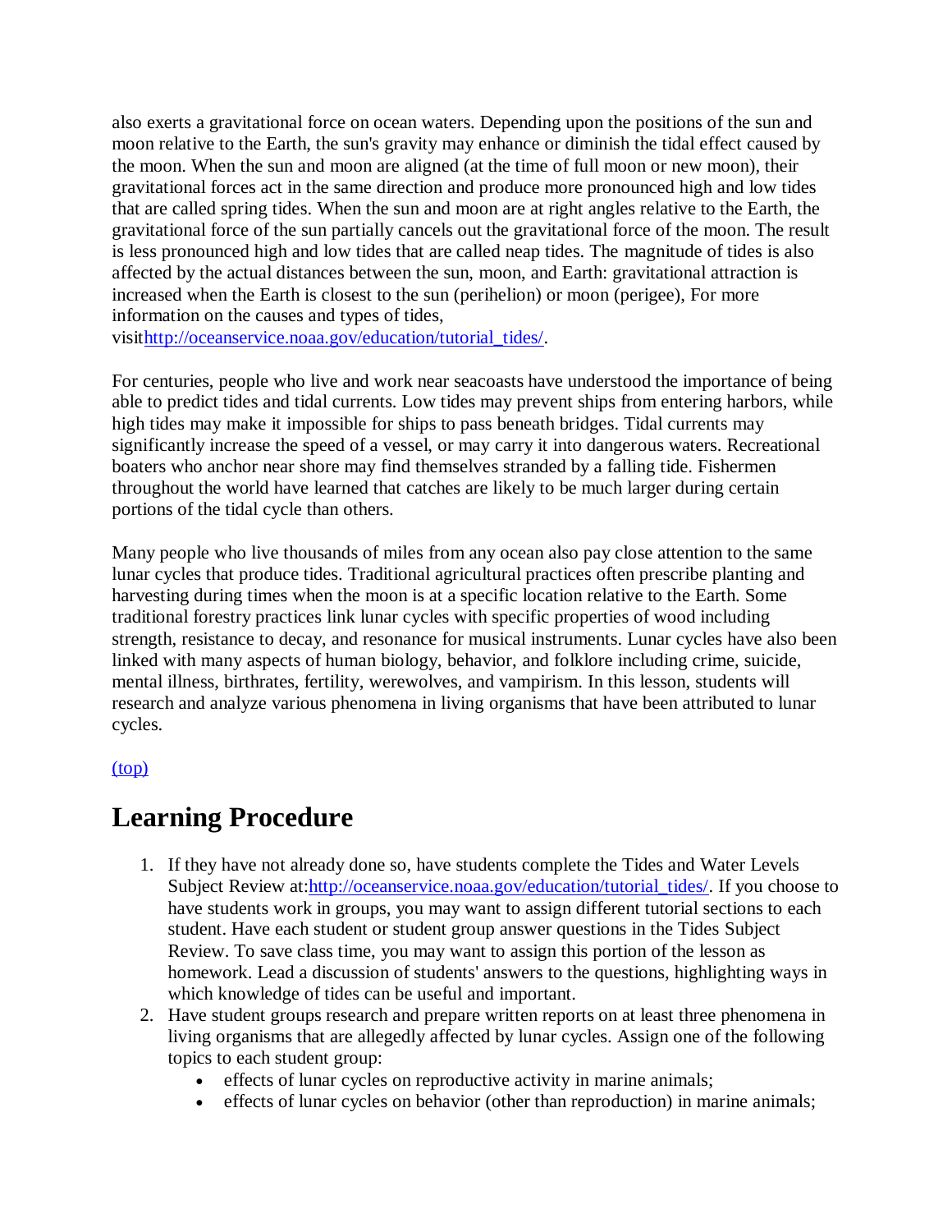also exerts a gravitational force on ocean waters. Depending upon the positions of the sun and moon relative to the Earth, the sun's gravity may enhance or diminish the tidal effect caused by the moon. When the sun and moon are aligned (at the time of full moon or new moon), their gravitational forces act in the same direction and produce more pronounced high and low tides that are called spring tides. When the sun and moon are at right angles relative to the Earth, the gravitational force of the sun partially cancels out the gravitational force of the moon. The result is less pronounced high and low tides that are called neap tides. The magnitude of tides is also affected by the actual distances between the sun, moon, and Earth: gravitational attraction is increased when the Earth is closest to the sun (perihelion) or moon (perigee), For more information on the causes and types of tides, visit[http://oceanservice.noaa.gov/education/tutorial_tides/](http://oceanservice.noaa.gov/education/tutorial_tides/).

For centuries, people who live and work near seacoasts have understood the importance of being able to predict tides and tidal currents. Low tides may prevent ships from entering harbors, while high tides may make it impossible for ships to pass beneath bridges. Tidal currents may significantly increase the speed of a vessel, or may carry it into dangerous waters. Recreational boaters who anchor near shore may find themselves stranded by a falling tide. Fishermen throughout the world have learned that catches are likely to be much larger during certain portions of the tidal cycle than others.

Many people who live thousands of miles from any ocean also pay close attention to the same lunar cycles that produce tides. Traditional agricultural practices often prescribe planting and harvesting during times when the moon is at a specific location relative to the Earth. Some traditional forestry practices link lunar cycles with specific properties of wood including strength, resistance to decay, and resonance for musical instruments. Lunar cycles have also been linked with many aspects of human biology, behavior, and folklore including crime, suicide, mental illness, birthrates, fertility, werewolves, and vampirism. In this lesson, students will research and analyze various phenomena in living organisms that have been attributed to lunar cycles.

(top)

## Learning Procedure

1. If they have not already done so, have students complete the Tides and Water Levels Subject Review at:[http://oceanservice.noaa.gov/education/tutorial_tides/](http://oceanservice.noaa.gov/education/tutorial_tides/). If you choose to have students work in groups, you may want to assign different tutorial sections to each student. Have each student or student group answer questions in the Tides Subject Review. To save class time, you may want to assign this portion of the lesson as homework. Lead a discussion of students' answers to the questions, highlighting ways in which knowledge of tides can be useful and important.
2. Have student groups research and prepare written reports on at least three phenomena in living organisms that are allegedly affected by lunar cycles. Assign one of the following topics to each student group:
   - effects of lunar cycles on reproductive activity in marine animals;
   - effects of lunar cycles on behavior (other than reproduction) in marine animals;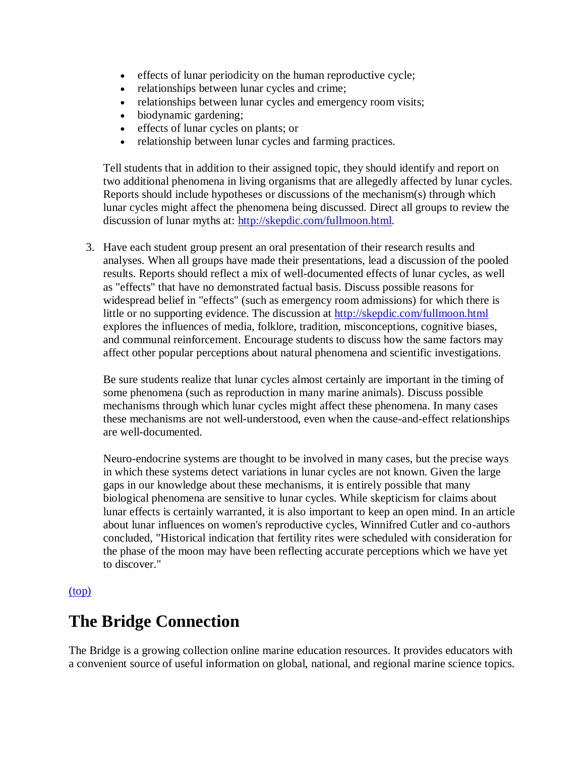- effects of lunar periodicity on the human reproductive cycle;
- relationships between lunar cycles and crime;
- relationships between lunar cycles and emergency room visits;
- biodynamic gardening;
- effects of lunar cycles on plants; or
- relationship between lunar cycles and farming practices.

Tell students that in addition to their assigned topic, they should identify and report on two additional phenomena in living organisms that are allegedly affected by lunar cycles. Reports should include hypotheses or discussions of the mechanism(s) through which lunar cycles might affect the phenomena being discussed. Direct all groups to review the discussion of lunar myths at: [http://skepdic.com/fullmoon.html](http://skepdic.com/fullmoon.html).

3. Have each student group present an oral presentation of their research results and analyses. When all groups have made their presentations, lead a discussion of the pooled results. Reports should reflect a mix of well-documented effects of lunar cycles, as well as "effects" that have no demonstrated factual basis. Discuss possible reasons for widespread belief in "effects" (such as emergency room admissions) for which there is little or no supporting evidence. The discussion at [http://skepdic.com/fullmoon.html](http://skepdic.com/fullmoon.html) explores the influences of media, folklore, tradition, misconceptions, cognitive biases, and communal reinforcement. Encourage students to discuss how the same factors may affect other popular perceptions about natural phenomena and scientific investigations.

   Be sure students realize that lunar cycles almost certainly are important in the timing of some phenomena (such as reproduction in many marine animals). Discuss possible mechanisms through which lunar cycles might affect these phenomena. In many cases these mechanisms are not well-understood, even when the cause-and-effect relationships are well-documented.

   Neuro-endocrine systems are thought to be involved in many cases, but the precise ways in which these systems detect variations in lunar cycles are not known. Given the large gaps in our knowledge about these mechanisms, it is entirely possible that many biological phenomena are sensitive to lunar cycles. While skepticism for claims about lunar effects is certainly warranted, it is also important to keep an open mind. In an article about lunar influences on women's reproductive cycles, Winnifred Cutler and co-authors concluded, "Historical indication that fertility rites were scheduled with consideration for the phase of the moon may have been reflecting accurate perceptions which we have yet to discover."

[(top)](#top)

## The Bridge Connection

The Bridge is a growing collection online marine education resources. It provides educators with a convenient source of useful information on global, national, and regional marine science topics.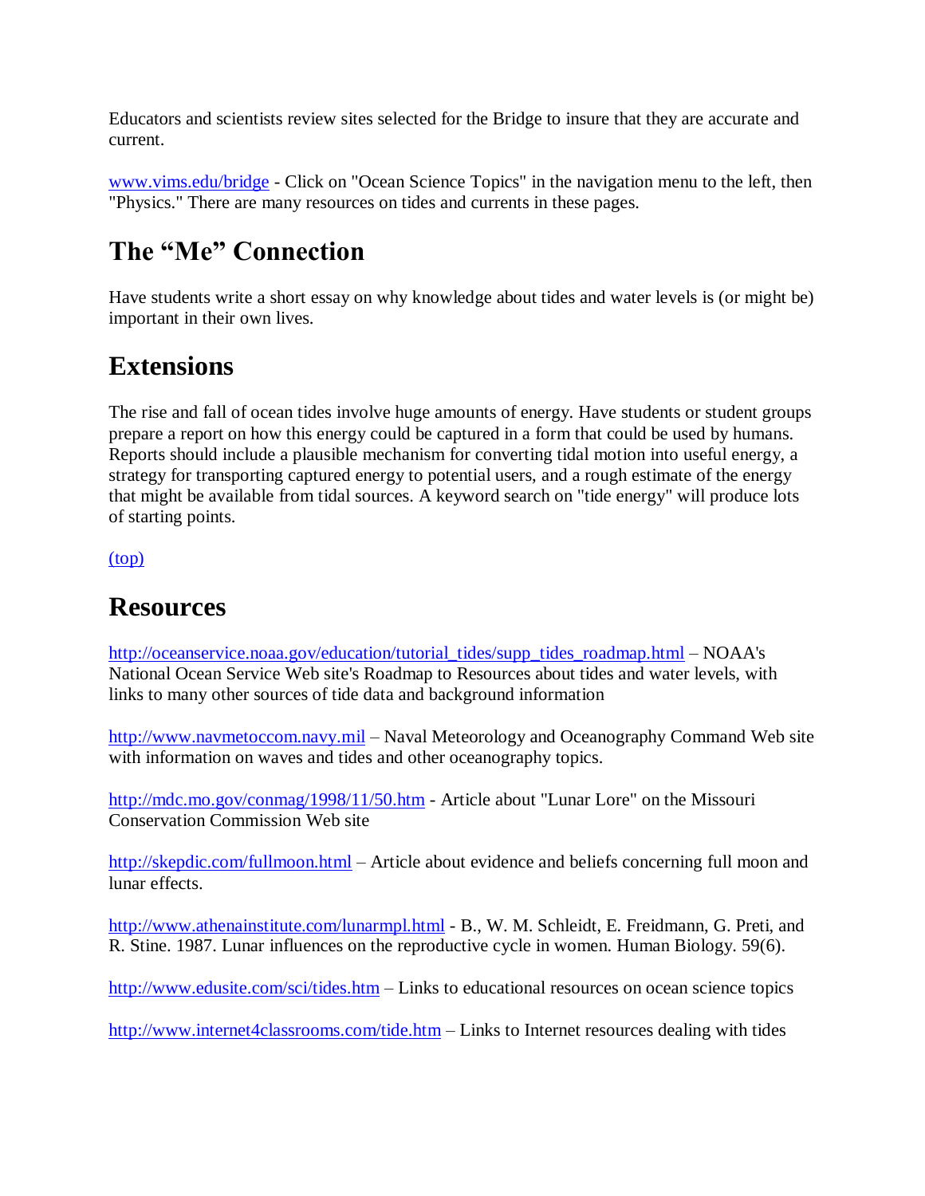Educators and scientists review sites selected for the Bridge to insure that they are accurate and current.

www.vims.edu/bridge - Click on "Ocean Science Topics" in the navigation menu to the left, then "Physics." There are many resources on tides and currents in these pages.

## The "Me" Connection

Have students write a short essay on why knowledge about tides and water levels is (or might be) important in their own lives.

## Extensions

The rise and fall of ocean tides involve huge amounts of energy. Have students or student groups prepare a report on how this energy could be captured in a form that could be used by humans. Reports should include a plausible mechanism for converting tidal motion into useful energy, a strategy for transporting captured energy to potential users, and a rough estimate of the energy that might be available from tidal sources. A keyword search on "tide energy" will produce lots of starting points.

(top)

## Resources

http://oceanservice.noaa.gov/education/tutorial_tides/supp_tides_roadmap.html – NOAA's National Ocean Service Web site's Roadmap to Resources about tides and water levels, with links to many other sources of tide data and background information

http://www.navmetoccom.navy.mil – Naval Meteorology and Oceanography Command Web site with information on waves and tides and other oceanography topics.

http://mdc.mo.gov/conmag/1998/11/50.htm - Article about "Lunar Lore" on the Missouri Conservation Commission Web site

http://skepdic.com/fullmoon.html – Article about evidence and beliefs concerning full moon and lunar effects.

http://www.athenainstitute.com/lunarmpl.html - B., W. M. Schleidt, E. Freidmann, G. Preti, and R. Stine. 1987. Lunar influences on the reproductive cycle in women. Human Biology. 59(6).

http://www.edusite.com/sci/tides.htm – Links to educational resources on ocean science topics

http://www.internet4classrooms.com/tide.htm – Links to Internet resources dealing with tides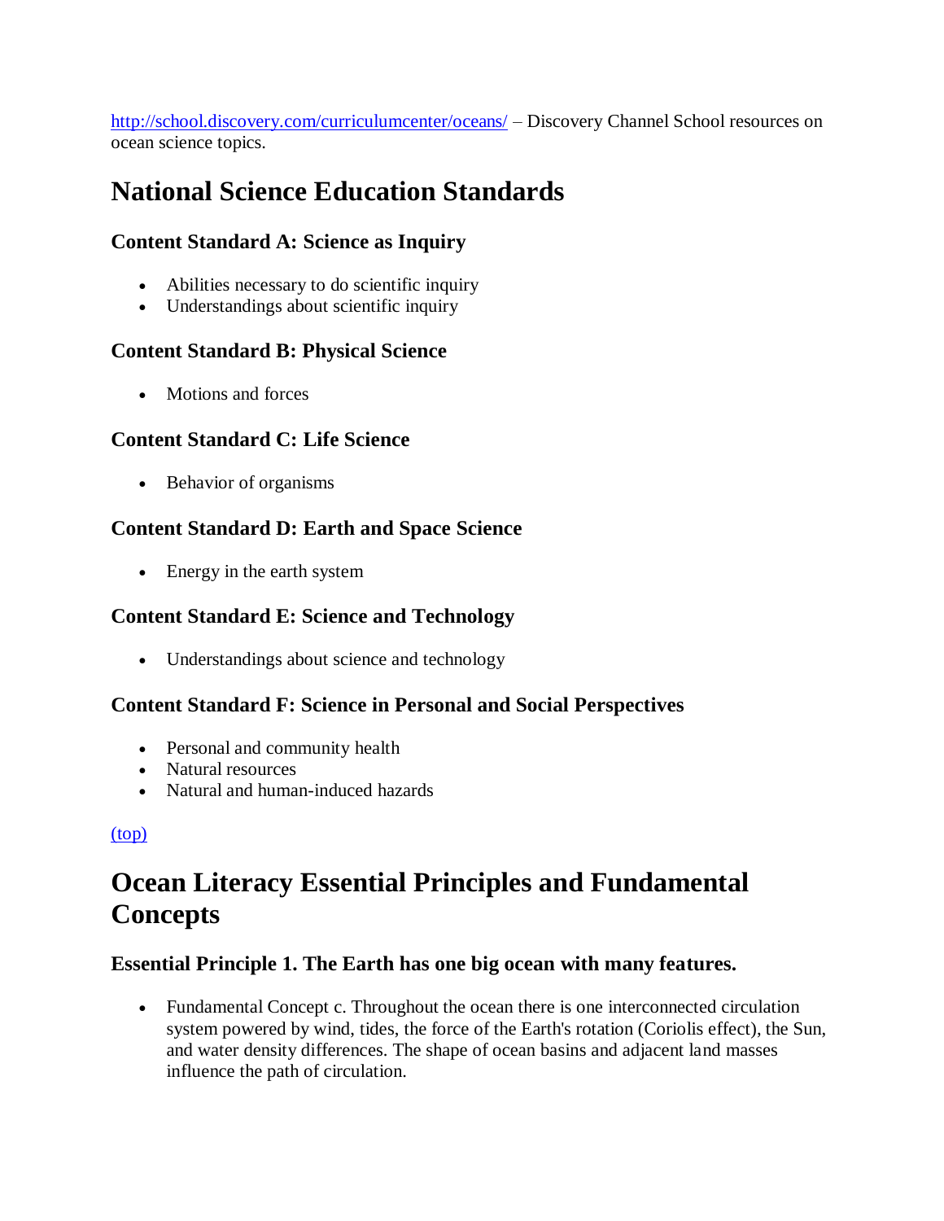[http://school.discovery.com/curriculumcenter/oceans/](http://school.discovery.com/curriculumcenter/oceans/) – Discovery Channel School resources on ocean science topics.

# National Science Education Standards

### Content Standard A: Science as Inquiry

- Abilities necessary to do scientific inquiry
- Understandings about scientific inquiry

### Content Standard B: Physical Science

- Motions and forces

### Content Standard C: Life Science

- Behavior of organisms

### Content Standard D: Earth and Space Science

- Energy in the earth system

### Content Standard E: Science and Technology

- Understandings about science and technology

### Content Standard F: Science in Personal and Social Perspectives

- Personal and community health
- Natural resources
- Natural and human-induced hazards

[(top)](#)

# Ocean Literacy Essential Principles and Fundamental Concepts

### Essential Principle 1. The Earth has one big ocean with many features.

- Fundamental Concept c. Throughout the ocean there is one interconnected circulation system powered by wind, tides, the force of the Earth's rotation (Coriolis effect), the Sun, and water density differences. The shape of ocean basins and adjacent land masses influence the path of circulation.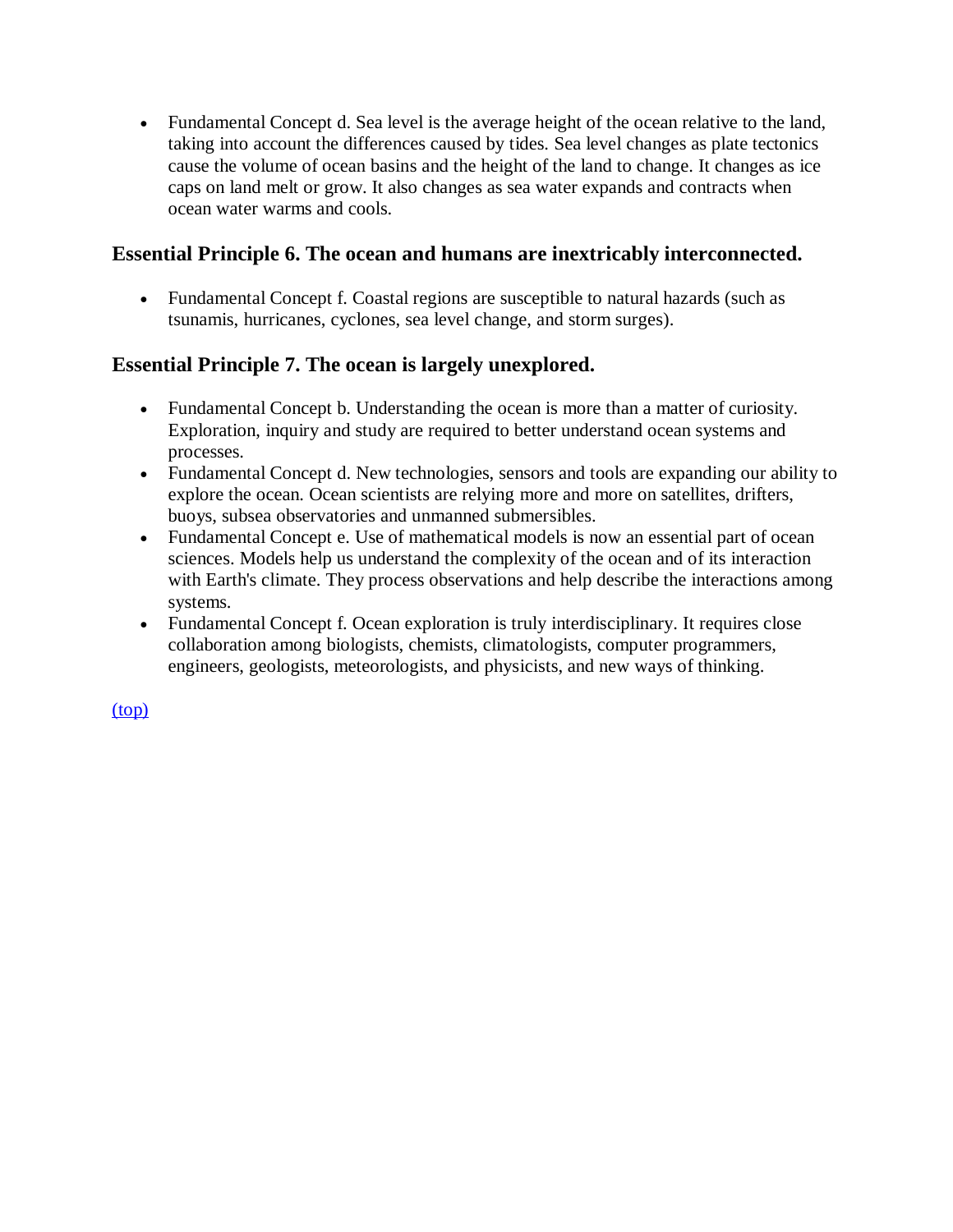- Fundamental Concept d. Sea level is the average height of the ocean relative to the land, taking into account the differences caused by tides. Sea level changes as plate tectonics cause the volume of ocean basins and the height of the land to change. It changes as ice caps on land melt or grow. It also changes as sea water expands and contracts when ocean water warms and cools.

### Essential Principle 6. The ocean and humans are inextricably interconnected.

- Fundamental Concept f. Coastal regions are susceptible to natural hazards (such as tsunamis, hurricanes, cyclones, sea level change, and storm surges).

### Essential Principle 7. The ocean is largely unexplored.

- Fundamental Concept b. Understanding the ocean is more than a matter of curiosity. Exploration, inquiry and study are required to better understand ocean systems and processes.
- Fundamental Concept d. New technologies, sensors and tools are expanding our ability to explore the ocean. Ocean scientists are relying more and more on satellites, drifters, buoys, subsea observatories and unmanned submersibles.
- Fundamental Concept e. Use of mathematical models is now an essential part of ocean sciences. Models help us understand the complexity of the ocean and of its interaction with Earth's climate. They process observations and help describe the interactions among systems.
- Fundamental Concept f. Ocean exploration is truly interdisciplinary. It requires close collaboration among biologists, chemists, climatologists, computer programmers, engineers, geologists, meteorologists, and physicists, and new ways of thinking.

(top)